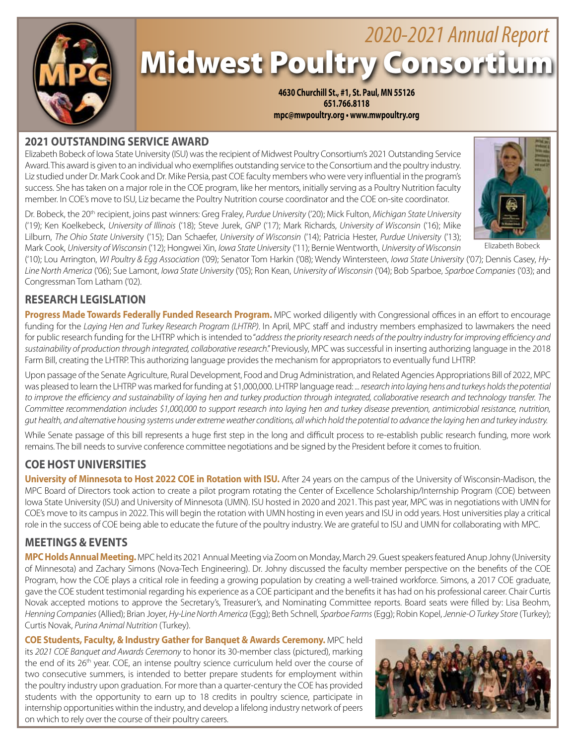# Midwest Poultry Consortium

*2020-2021 Annual Report*

**4630 Churchill St., #1, St. Paul, MN 55126**
**651.766.8118**
**mpc@mwpoultry.org • www.mwpoultry.org**

## 2021 OUTSTANDING SERVICE AWARD

Elizabeth Bobeck of Iowa State University (ISU) was the recipient of Midwest Poultry Consortium's 2021 Outstanding Service Award. This award is given to an individual who exemplifies outstanding service to the Consortium and the poultry industry. Liz studied under Dr. Mark Cook and Dr. Mike Persia, past COE faculty members who were very influential in the program's success. She has taken on a major role in the COE program, like her mentors, initially serving as a Poultry Nutrition faculty member. In COE's move to ISU, Liz became the Poultry Nutrition course coordinator and the COE on-site coordinator.

Elizabeth Bobeck

Dr. Bobeck, the 20th recipient, joins past winners: Greg Fraley, *Purdue University* ('20); Mick Fulton, *Michigan State University* ('19); Ken Koelkebeck, *University of Illinois* ('18); Steve Jurek, *GNP* ('17); Mark Richards, *University of Wisconsin* ('16); Mike Lilburn, *The Ohio State University* ('15); Dan Schaefer, *University of Wisconsin* ('14); Patricia Hester, *Purdue University* ('13); Mark Cook, *University of Wisconsin* ('12); Hongwei Xin, *Iowa State University* ('11); Bernie Wentworth, *University of Wisconsin* ('10); Lou Arrington, *WI Poultry & Egg Association* ('09); Senator Tom Harkin ('08); Wendy Wintersteen, *Iowa State University* ('07); Dennis Casey, *Hy-Line North America* ('06); Sue Lamont, *Iowa State University* ('05); Ron Kean, *University of Wisconsin* ('04); Bob Sparboe, *Sparboe Companies* ('03); and Congressman Tom Latham ('02).

## RESEARCH LEGISLATION

**Progress Made Towards Federally Funded Research Program.** MPC worked diligently with Congressional offices in an effort to encourage funding for the *Laying Hen and Turkey Research Program (LHTRP)*. In April, MPC staff and industry members emphasized to lawmakers the need for public research funding for the LHTRP which is intended to "*address the priority research needs of the poultry industry for improving efficiency and sustainability of production through integrated, collaborative research*." Previously, MPC was successful in inserting authorizing language in the 2018 Farm Bill, creating the LHTRP. This authorizing language provides the mechanism for appropriators to eventually fund LHTRP.

Upon passage of the Senate Agriculture, Rural Development, Food and Drug Administration, and Related Agencies Appropriations Bill of 2022, MPC was pleased to learn the LHTRP was marked for funding at $1,000,000. LHTRP language read: *... research into laying hens and turkeys holds the potential to improve the efficiency and sustainability of laying hen and turkey production through integrated, collaborative research and technology transfer. The Committee recommendation includes $1,000,000 to support research into laying hen and turkey disease prevention, antimicrobial resistance, nutrition, gut health, and alternative housing systems under extreme weather conditions, all which hold the potential to advance the laying hen and turkey industry.*

While Senate passage of this bill represents a huge first step in the long and difficult process to re-establish public research funding, more work remains. The bill needs to survive conference committee negotiations and be signed by the President before it comes to fruition.

## COE HOST UNIVERSITIES

**University of Minnesota to Host 2022 COE in Rotation with ISU.** After 24 years on the campus of the University of Wisconsin-Madison, the MPC Board of Directors took action to create a pilot program rotating the Center of Excellence Scholarship/Internship Program (COE) between Iowa State University (ISU) and University of Minnesota (UMN). ISU hosted in 2020 and 2021. This past year, MPC was in negotiations with UMN for COE's move to its campus in 2022. This will begin the rotation with UMN hosting in even years and ISU in odd years. Host universities play a critical role in the success of COE being able to educate the future of the poultry industry. We are grateful to ISU and UMN for collaborating with MPC.

## MEETINGS & EVENTS

**MPC Holds Annual Meeting.** MPC held its 2021 Annual Meeting via Zoom on Monday, March 29. Guest speakers featured Anup Johny (University of Minnesota) and Zachary Simons (Nova-Tech Engineering). Dr. Johny discussed the faculty member perspective on the benefits of the COE Program, how the COE plays a critical role in feeding a growing population by creating a well-trained workforce. Simons, a 2017 COE graduate, gave the COE student testimonial regarding his experience as a COE participant and the benefits it has had on his professional career. Chair Curtis Novak accepted motions to approve the Secretary's, Treasurer's, and Nominating Committee reports. Board seats were filled by: Lisa Beohm, *Henning Companies* (Allied); Brian Joyer, *Hy-Line North America* (Egg); Beth Schnell, *Sparboe Farms* (Egg); Robin Kopel, *Jennie-O Turkey Store* (Turkey); Curtis Novak, *Purina Animal Nutrition* (Turkey).

**COE Students, Faculty, & Industry Gather for Banquet & Awards Ceremony.** MPC held its *2021 COE Banquet and Awards Ceremony* to honor its 30-member class (pictured), marking the end of its 26th year. COE, an intense poultry science curriculum held over the course of two consecutive summers, is intended to better prepare students for employment within the poultry industry upon graduation. For more than a quarter-century the COE has provided students with the opportunity to earn up to 18 credits in poultry science, participate in internship opportunities within the industry, and develop a lifelong industry network of peers on which to rely over the course of their poultry careers.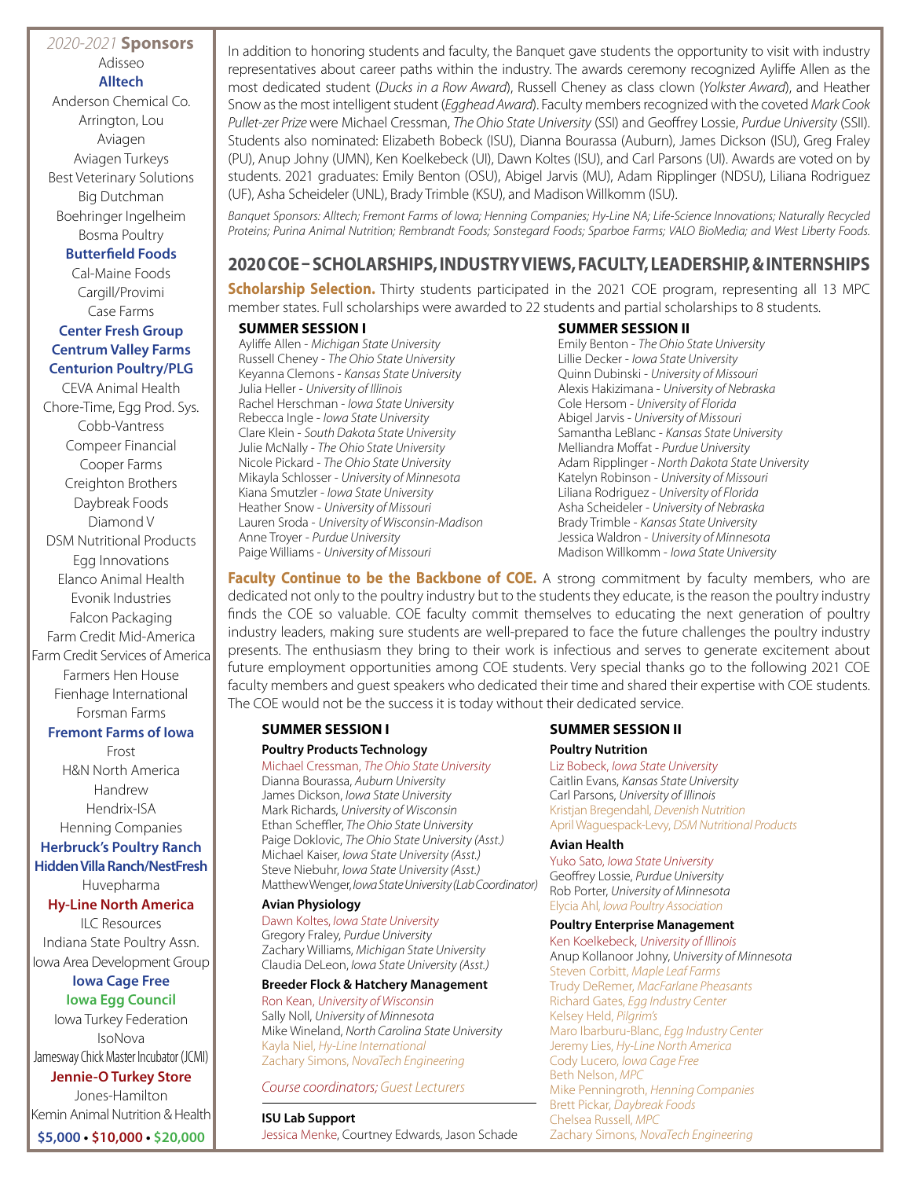*2020-2021* **Sponsors**

Adisseo
**Alltech**
Anderson Chemical Co.
Arrington, Lou
Aviagen
Aviagen Turkeys
Best Veterinary Solutions
Big Dutchman
Boehringer Ingelheim
Bosma Poultry
**Butterfield Foods**
Cal-Maine Foods
Cargill/Provimi
Case Farms
**Center Fresh Group**
**Centrum Valley Farms**
**Centurion Poultry/PLG**
CEVA Animal Health
Chore-Time, Egg Prod. Sys.
Cobb-Vantress
Compeer Financial
Cooper Farms
Creighton Brothers
Daybreak Foods
Diamond V
DSM Nutritional Products
Egg Innovations
Elanco Animal Health
Evonik Industries
Falcon Packaging
Farm Credit Mid-America
Farm Credit Services of America
Farmers Hen House
Fienhage International
Forsman Farms
**Fremont Farms of Iowa**
Frost
H&N North America
Handrew
Hendrix-ISA
Henning Companies
**Herbruck's Poultry Ranch**
**Hidden Villa Ranch/NestFresh**
Huvepharma
**Hy-Line North America**
ILC Resources
Indiana State Poultry Assn.
Iowa Area Development Group
**Iowa Cage Free**
**Iowa Egg Council**
Iowa Turkey Federation
IsoNova
Jamesway Chick Master Incubator (JCMI)
**Jennie-O Turkey Store**
Jones-Hamilton
Kemin Animal Nutrition & Health

**$5,000 • $10,000 • $20,000**

In addition to honoring students and faculty, the Banquet gave students the opportunity to visit with industry representatives about career paths within the industry. The awards ceremony recognized Ayliffe Allen as the most dedicated student (*Ducks in a Row Award*), Russell Cheney as class clown (*Yolkster Award*), and Heather Snow as the most intelligent student (*Egghead Award*). Faculty members recognized with the coveted *Mark Cook Pullet-zer Prize* were Michael Cressman, *The Ohio State University* (SSI) and Geoffrey Lossie, *Purdue University* (SSII). Students also nominated: Elizabeth Bobeck (ISU), Dianna Bourassa (Auburn), James Dickson (ISU), Greg Fraley (PU), Anup Johny (UMN), Ken Koelkebeck (UI), Dawn Koltes (ISU), and Carl Parsons (UI). Awards are voted on by students. 2021 graduates: Emily Benton (OSU), Abigel Jarvis (MU), Adam Ripplinger (NDSU), Liliana Rodriguez (UF), Asha Scheideler (UNL), Brady Trimble (KSU), and Madison Willkomm (ISU).

*Banquet Sponsors: Alltech; Fremont Farms of Iowa; Henning Companies; Hy-Line NA; Life-Science Innovations; Naturally Recycled Proteins; Purina Animal Nutrition; Rembrandt Foods; Sonstegard Foods; Sparboe Farms; VALO BioMedia; and West Liberty Foods.*

## 2020 COE – SCHOLARSHIPS, INDUSTRY VIEWS, FACULTY, LEADERSHIP, & INTERNSHIPS

**Scholarship Selection.** Thirty students participated in the 2021 COE program, representing all 13 MPC member states. Full scholarships were awarded to 22 students and partial scholarships to 8 students.

**SUMMER SESSION I**

Ayliffe Allen - *Michigan State University*
Russell Cheney - *The Ohio State University*
Keyanna Clemons - *Kansas State University*
Julia Heller - *University of Illinois*
Rachel Herschman - *Iowa State University*
Rebecca Ingle - *Iowa State University*
Clare Klein - *South Dakota State University*
Julie McNally - *The Ohio State University*
Nicole Pickard - *The Ohio State University*
Mikayla Schlosser - *University of Minnesota*
Kiana Smutzler - *Iowa State University*
Heather Snow - *University of Missouri*
Lauren Sroda - *University of Wisconsin-Madison*
Anne Troyer - *Purdue University*
Paige Williams - *University of Missouri*

**SUMMER SESSION II**

Emily Benton - *The Ohio State University*
Lillie Decker - *Iowa State University*
Quinn Dubinski - *University of Missouri*
Alexis Hakizimana - *University of Nebraska*
Cole Hersom - *University of Florida*
Abigel Jarvis - *University of Missouri*
Samantha LeBlanc - *Kansas State University*
Melliandra Moffat - *Purdue University*
Adam Ripplinger - *North Dakota State University*
Katelyn Robinson - *University of Missouri*
Liliana Rodriguez - *University of Florida*
Asha Scheideler - *University of Nebraska*
Brady Trimble - *Kansas State University*
Jessica Waldron - *University of Minnesota*
Madison Willkomm - *Iowa State University*

**Faculty Continue to be the Backbone of COE.** A strong commitment by faculty members, who are dedicated not only to the poultry industry but to the students they educate, is the reason the poultry industry finds the COE so valuable. COE faculty commit themselves to educating the next generation of poultry industry leaders, making sure students are well-prepared to face the future challenges the poultry industry presents. The enthusiasm they bring to their work is infectious and serves to generate excitement about future employment opportunities among COE students. Very special thanks go to the following 2021 COE faculty members and guest speakers who dedicated their time and shared their expertise with COE students. The COE would not be the success it is today without their dedicated service.

**SUMMER SESSION I**

**Poultry Products Technology**
Michael Cressman, *The Ohio State University*
Dianna Bourassa, *Auburn University*
James Dickson, *Iowa State University*
Mark Richards, *University of Wisconsin*
Ethan Scheffler, *The Ohio State University*
Paige Doklovic, *The Ohio State University (Asst.)*
Michael Kaiser, *Iowa State University (Asst.)*
Steve Niebuhr, *Iowa State University (Asst.)*
Matthew Wenger, *Iowa State University (Lab Coordinator)*

**Avian Physiology**
Dawn Koltes, *Iowa State University*
Gregory Fraley, *Purdue University*
Zachary Williams, *Michigan State University*
Claudia DeLeon, *Iowa State University (Asst.)*

**Breeder Flock & Hatchery Management**
Ron Kean, *University of Wisconsin*
Sally Noll, *University of Minnesota*
Mike Wineland, *North Carolina State University*
Kayla Niel, *Hy-Line International*
Zachary Simons, *NovaTech Engineering*

*Course coordinators; Guest Lecturers*

**ISU Lab Support**
Jessica Menke, Courtney Edwards, Jason Schade

**SUMMER SESSION II**

**Poultry Nutrition**
Liz Bobeck, *Iowa State University*
Caitlin Evans, *Kansas State University*
Carl Parsons, *University of Illinois*
Kristjan Bregendahl, *Devenish Nutrition*
April Waguespack-Levy, *DSM Nutritional Products*

**Avian Health**
Yuko Sato, *Iowa State University*
Geoffrey Lossie, *Purdue University*
Rob Porter, *University of Minnesota*
Elycia Ahl, *Iowa Poultry Association*

**Poultry Enterprise Management**
Ken Koelkebeck, *University of Illinois*
Anup Kollanoor Johny, *University of Minnesota*
Steven Corbitt, *Maple Leaf Farms*
Trudy DeRemer, *MacFarlane Pheasants*
Richard Gates, *Egg Industry Center*
Kelsey Held, *Pilgrim's*
Maro Ibarburu-Blanc, *Egg Industry Center*
Jeremy Lies, *Hy-Line North America*
Cody Lucero, *Iowa Cage Free*
Beth Nelson, *MPC*
Mike Penningroth, *Henning Companies*
Brett Pickar, *Daybreak Foods*
Chelsea Russell, *MPC*
Zachary Simons, *NovaTech Engineering*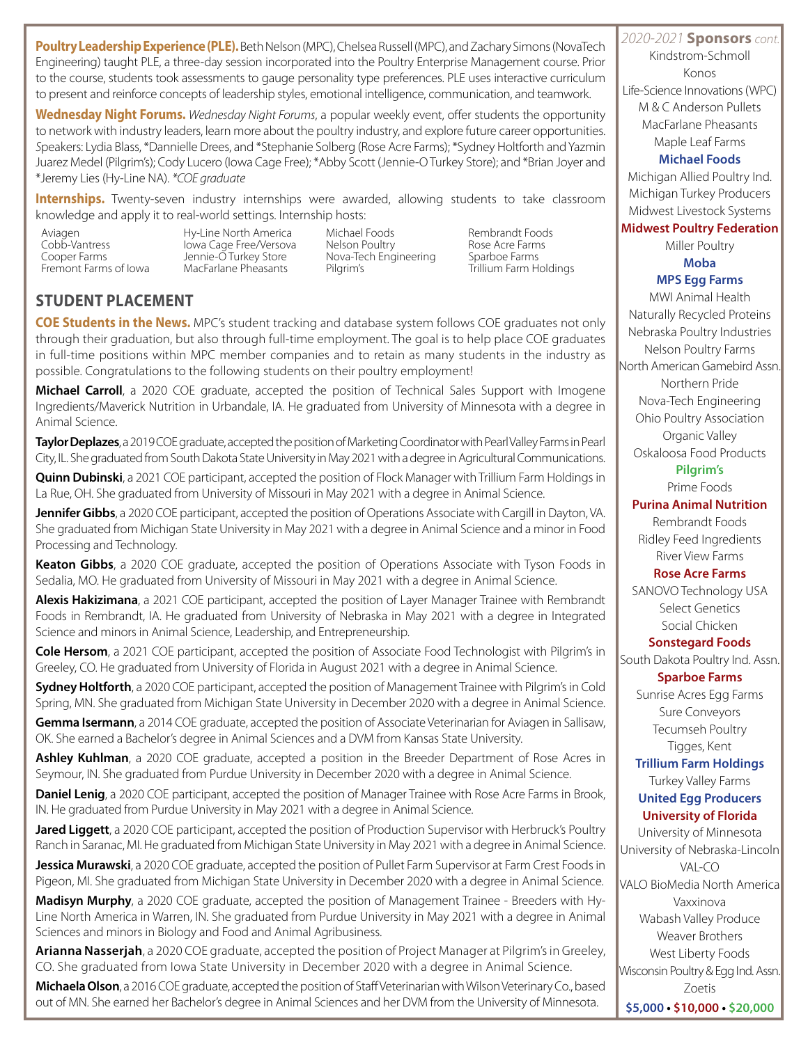**Poultry Leadership Experience (PLE).** Beth Nelson (MPC), Chelsea Russell (MPC), and Zachary Simons (NovaTech Engineering) taught PLE, a three-day session incorporated into the Poultry Enterprise Management course. Prior to the course, students took assessments to gauge personality type preferences. PLE uses interactive curriculum to present and reinforce concepts of leadership styles, emotional intelligence, communication, and teamwork.

**Wednesday Night Forums.** *Wednesday Night Forums*, a popular weekly event, offer students the opportunity to network with industry leaders, learn more about the poultry industry, and explore future career opportunities. Speakers: Lydia Blass, *Dannielle Drees, and *Stephanie Solberg (Rose Acre Farms); *Sydney Holtforth and Yazmin Juarez Medel (Pilgrim's); Cody Lucero (Iowa Cage Free); *Abby Scott (Jennie-O Turkey Store); and *Brian Joyer and *Jeremy Lies (Hy-Line NA). *\*COE graduate*

**Internships.** Twenty-seven industry internships were awarded, allowing students to take classroom knowledge and apply it to real-world settings. Internship hosts:

- Aviagen
- Cobb-Vantress
- Cooper Farms
- Fremont Farms of Iowa
- Hy-Line North America
- Iowa Cage Free/Versova
- Jennie-O Turkey Store
- MacFarlane Pheasants
- Michael Foods
- Nelson Poultry
- Nova-Tech Engineering
- Pilgrim's
- Rembrandt Foods
- Rose Acre Farms
- Sparboe Farms
- Trillium Farm Holdings

## STUDENT PLACEMENT

**COE Students in the News.** MPC's student tracking and database system follows COE graduates not only through their graduation, but also through full-time employment. The goal is to help place COE graduates in full-time positions within MPC member companies and to retain as many students in the industry as possible. Congratulations to the following students on their poultry employment!

**Michael Carroll**, a 2020 COE graduate, accepted the position of Technical Sales Support with Imogene Ingredients/Maverick Nutrition in Urbandale, IA. He graduated from University of Minnesota with a degree in Animal Science.

**Taylor Deplazes**, a 2019 COE graduate, accepted the position of Marketing Coordinator with Pearl Valley Farms in Pearl City, IL. She graduated from South Dakota State University in May 2021 with a degree in Agricultural Communications.

**Quinn Dubinski**, a 2021 COE participant, accepted the position of Flock Manager with Trillium Farm Holdings in La Rue, OH. She graduated from University of Missouri in May 2021 with a degree in Animal Science.

**Jennifer Gibbs**, a 2020 COE participant, accepted the position of Operations Associate with Cargill in Dayton, VA. She graduated from Michigan State University in May 2021 with a degree in Animal Science and a minor in Food Processing and Technology.

**Keaton Gibbs**, a 2020 COE graduate, accepted the position of Operations Associate with Tyson Foods in Sedalia, MO. He graduated from University of Missouri in May 2021 with a degree in Animal Science.

**Alexis Hakizimana**, a 2021 COE participant, accepted the position of Layer Manager Trainee with Rembrandt Foods in Rembrandt, IA. He graduated from University of Nebraska in May 2021 with a degree in Integrated Science and minors in Animal Science, Leadership, and Entrepreneurship.

**Cole Hersom**, a 2021 COE participant, accepted the position of Associate Food Technologist with Pilgrim's in Greeley, CO. He graduated from University of Florida in August 2021 with a degree in Animal Science.

**Sydney Holtforth**, a 2020 COE participant, accepted the position of Management Trainee with Pilgrim's in Cold Spring, MN. She graduated from Michigan State University in December 2020 with a degree in Animal Science.

**Gemma Isermann**, a 2014 COE graduate, accepted the position of Associate Veterinarian for Aviagen in Sallisaw, OK. She earned a Bachelor's degree in Animal Sciences and a DVM from Kansas State University.

**Ashley Kuhlman**, a 2020 COE graduate, accepted a position in the Breeder Department of Rose Acres in Seymour, IN. She graduated from Purdue University in December 2020 with a degree in Animal Science.

**Daniel Lenig**, a 2020 COE participant, accepted the position of Manager Trainee with Rose Acre Farms in Brook, IN. He graduated from Purdue University in May 2021 with a degree in Animal Science.

**Jared Liggett**, a 2020 COE participant, accepted the position of Production Supervisor with Herbruck's Poultry Ranch in Saranac, MI. He graduated from Michigan State University in May 2021 with a degree in Animal Science.

**Jessica Murawski**, a 2020 COE graduate, accepted the position of Pullet Farm Supervisor at Farm Crest Foods in Pigeon, MI. She graduated from Michigan State University in December 2020 with a degree in Animal Science.

**Madisyn Murphy**, a 2020 COE graduate, accepted the position of Management Trainee - Breeders with Hy-Line North America in Warren, IN. She graduated from Purdue University in May 2021 with a degree in Animal Sciences and minors in Biology and Food and Animal Agribusiness.

**Arianna Nasserjah**, a 2020 COE graduate, accepted the position of Project Manager at Pilgrim's in Greeley, CO. She graduated from Iowa State University in December 2020 with a degree in Animal Science.

**Michaela Olson**, a 2016 COE graduate, accepted the position of Staff Veterinarian with Wilson Veterinary Co., based out of MN. She earned her Bachelor's degree in Animal Sciences and her DVM from the University of Minnesota.

*2020-2021* **Sponsors** *cont.*

Kindstrom-Schmoll
Konos
Life-Science Innovations (WPC)
M & C Anderson Pullets
MacFarlane Pheasants
Maple Leaf Farms
**Michael Foods**
Michigan Allied Poultry Ind.
Michigan Turkey Producers
Midwest Livestock Systems
**Midwest Poultry Federation**
Miller Poultry
**Moba**
**MPS Egg Farms**
MWI Animal Health
Naturally Recycled Proteins
Nebraska Poultry Industries
Nelson Poultry Farms
North American Gamebird Assn.
Northern Pride
Nova-Tech Engineering
Ohio Poultry Association
Organic Valley
Oskaloosa Food Products
**Pilgrim's**
Prime Foods
**Purina Animal Nutrition**
Rembrandt Foods
Ridley Feed Ingredients
River View Farms
**Rose Acre Farms**
SANOVO Technology USA
Select Genetics
Social Chicken
**Sonstegard Foods**
South Dakota Poultry Ind. Assn.
**Sparboe Farms**
Sunrise Acres Egg Farms
Sure Conveyors
Tecumseh Poultry
Tigges, Kent
**Trillium Farm Holdings**
Turkey Valley Farms
**United Egg Producers**
**University of Florida**
University of Minnesota
University of Nebraska-Lincoln
VAL-CO
VALO BioMedia North America
Vaxxinova
Wabash Valley Produce
Weaver Brothers
West Liberty Foods
Wisconsin Poultry & Egg Ind. Assn.
Zoetis

**$5,000 • $10,000 • $20,000**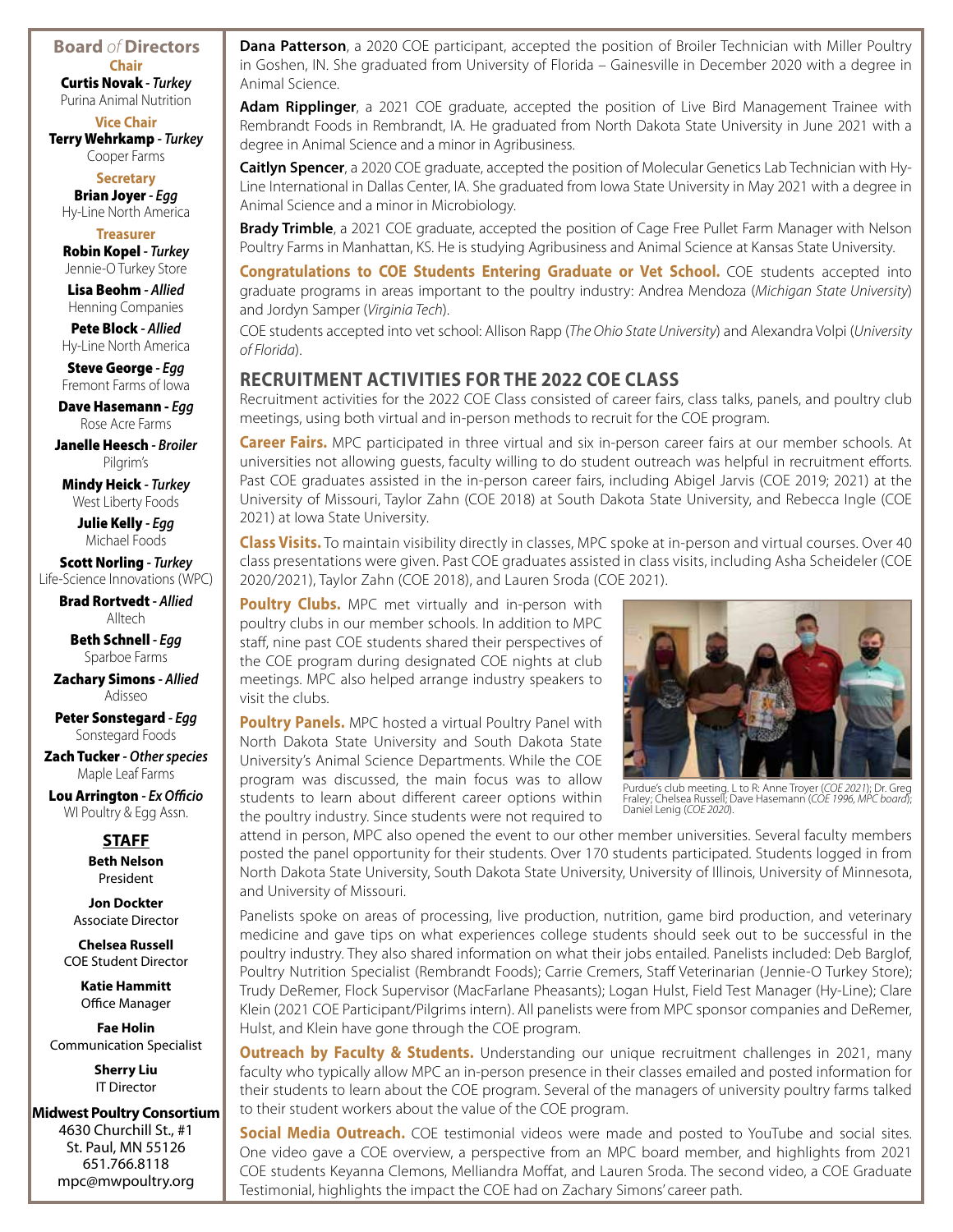## Board *of* Directors

**Chair**
**Curtis Novak** - *Turkey*
Purina Animal Nutrition

**Vice Chair**
**Terry Wehrkamp** - *Turkey*
Cooper Farms

**Secretary**
**Brian Joyer** - *Egg*
Hy-Line North America

**Treasurer**
**Robin Kopel** - *Turkey*
Jennie-O Turkey Store

**Lisa Beohm** - *Allied*
Henning Companies

**Pete Block** - *Allied*
Hy-Line North America

**Steve George** - *Egg*
Fremont Farms of Iowa

**Dave Hasemann** - *Egg*
Rose Acre Farms

**Janelle Heesch** - *Broiler*
Pilgrim's

**Mindy Heick** - *Turkey*
West Liberty Foods

**Julie Kelly** - *Egg*
Michael Foods

**Scott Norling** - *Turkey*
Life-Science Innovations (WPC)

**Brad Rortvedt** - *Allied*
Alltech

**Beth Schnell** - *Egg*
Sparboe Farms

**Zachary Simons** - *Allied*
Adisseo

**Peter Sonstegard** - *Egg*
Sonstegard Foods

**Zach Tucker** - *Other species*
Maple Leaf Farms

**Lou Arrington** - *Ex Officio*
WI Poultry & Egg Assn.

**STAFF**

**Beth Nelson**
President

**Jon Dockter**
Associate Director

**Chelsea Russell**
COE Student Director

**Katie Hammitt**
Office Manager

**Fae Holin**
Communication Specialist

**Sherry Liu**
IT Director

**Midwest Poultry Consortium**
4630 Churchill St., #1
St. Paul, MN 55126
651.766.8118
mpc@mwpoultry.org

---

**Dana Patterson**, a 2020 COE participant, accepted the position of Broiler Technician with Miller Poultry in Goshen, IN. She graduated from University of Florida – Gainesville in December 2020 with a degree in Animal Science.

**Adam Ripplinger**, a 2021 COE graduate, accepted the position of Live Bird Management Trainee with Rembrandt Foods in Rembrandt, IA. He graduated from North Dakota State University in June 2021 with a degree in Animal Science and a minor in Agribusiness.

**Caitlyn Spencer**, a 2020 COE graduate, accepted the position of Molecular Genetics Lab Technician with Hy-Line International in Dallas Center, IA. She graduated from Iowa State University in May 2021 with a degree in Animal Science and a minor in Microbiology.

**Brady Trimble**, a 2021 COE graduate, accepted the position of Cage Free Pullet Farm Manager with Nelson Poultry Farms in Manhattan, KS. He is studying Agribusiness and Animal Science at Kansas State University.

**Congratulations to COE Students Entering Graduate or Vet School.** COE students accepted into graduate programs in areas important to the poultry industry: Andrea Mendoza (*Michigan State University*) and Jordyn Samper (*Virginia Tech*).

COE students accepted into vet school: Allison Rapp (*The Ohio State University*) and Alexandra Volpi (*University of Florida*).

## RECRUITMENT ACTIVITIES FOR THE 2022 COE CLASS

Recruitment activities for the 2022 COE Class consisted of career fairs, class talks, panels, and poultry club meetings, using both virtual and in-person methods to recruit for the COE program.

**Career Fairs.** MPC participated in three virtual and six in-person career fairs at our member schools. At universities not allowing guests, faculty willing to do student outreach was helpful in recruitment efforts. Past COE graduates assisted in the in-person career fairs, including Abigel Jarvis (COE 2019; 2021) at the University of Missouri, Taylor Zahn (COE 2018) at South Dakota State University, and Rebecca Ingle (COE 2021) at Iowa State University.

**Class Visits.** To maintain visibility directly in classes, MPC spoke at in-person and virtual courses. Over 40 class presentations were given. Past COE graduates assisted in class visits, including Asha Scheideler (COE 2020/2021), Taylor Zahn (COE 2018), and Lauren Sroda (COE 2021).

**Poultry Clubs.** MPC met virtually and in-person with poultry clubs in our member schools. In addition to MPC staff, nine past COE students shared their perspectives of the COE program during designated COE nights at club meetings. MPC also helped arrange industry speakers to visit the clubs.

Purdue's club meeting. L to R: Anne Troyer (*COE 2021*); Dr. Greg Fraley; Chelsea Russell; Dave Hasemann (*COE 1996, MPC board*); Daniel Lenig (*COE 2020*).

**Poultry Panels.** MPC hosted a virtual Poultry Panel with North Dakota State University and South Dakota State University's Animal Science Departments. While the COE program was discussed, the main focus was to allow students to learn about different career options within the poultry industry. Since students were not required to attend in person, MPC also opened the event to our other member universities. Several faculty members posted the panel opportunity for their students. Over 170 students participated. Students logged in from North Dakota State University, South Dakota State University, University of Illinois, University of Minnesota, and University of Missouri.

Panelists spoke on areas of processing, live production, nutrition, game bird production, and veterinary medicine and gave tips on what experiences college students should seek out to be successful in the poultry industry. They also shared information on what their jobs entailed. Panelists included: Deb Barglof, Poultry Nutrition Specialist (Rembrandt Foods); Carrie Cremers, Staff Veterinarian (Jennie-O Turkey Store); Trudy DeRemer, Flock Supervisor (MacFarlane Pheasants); Logan Hulst, Field Test Manager (Hy-Line); Clare Klein (2021 COE Participant/Pilgrims intern). All panelists were from MPC sponsor companies and DeRemer, Hulst, and Klein have gone through the COE program.

**Outreach by Faculty & Students.** Understanding our unique recruitment challenges in 2021, many faculty who typically allow MPC an in-person presence in their classes emailed and posted information for their students to learn about the COE program. Several of the managers of university poultry farms talked to their student workers about the value of the COE program.

**Social Media Outreach.** COE testimonial videos were made and posted to YouTube and social sites. One video gave a COE overview, a perspective from an MPC board member, and highlights from 2021 COE students Keyanna Clemons, Melliandra Moffat, and Lauren Sroda. The second video, a COE Graduate Testimonial, highlights the impact the COE had on Zachary Simons' career path.